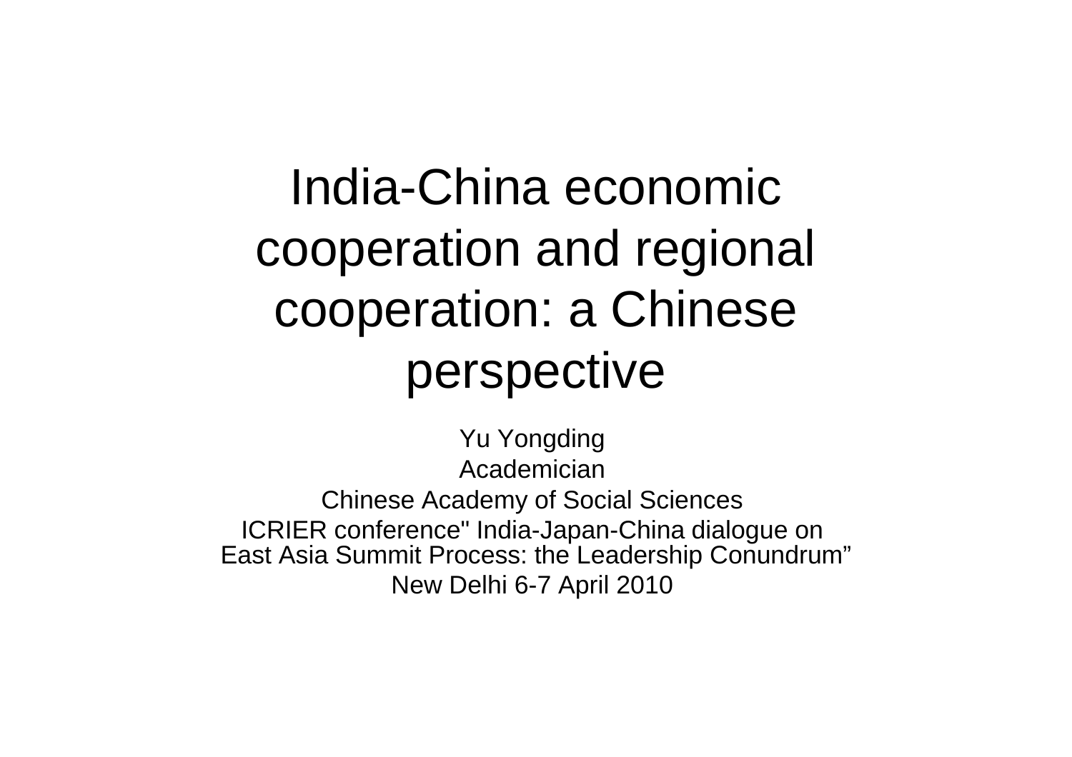# India-China economic cooperation and regional cooperation: a Chinese perspective

Yu Yongding

Academician

Chinese Academy of Social Sciences

ICRIER conference" India-Japan-China dialogue on East Asia Summit Process: the Leadership Conundrum"

New Delhi 6-7 April 2010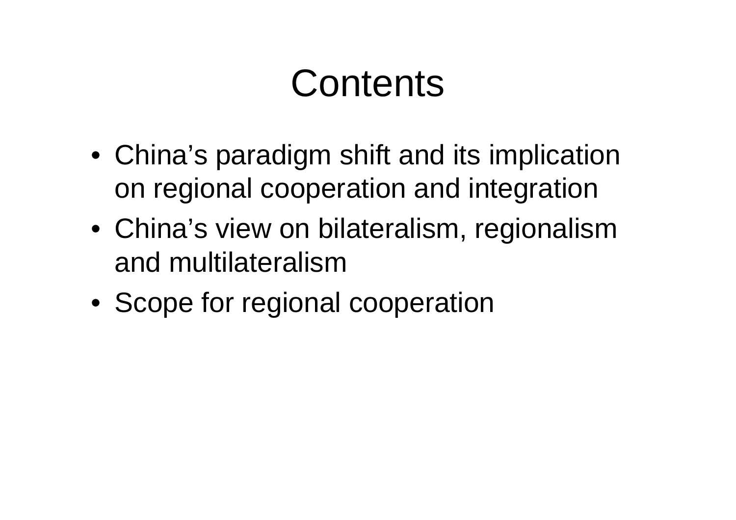# Contents

- China’s paradigm shift and its implication on regional cooperation and integration
- China’s view on bilateralism, regionalism and multilateralism
- Scope for regional cooperation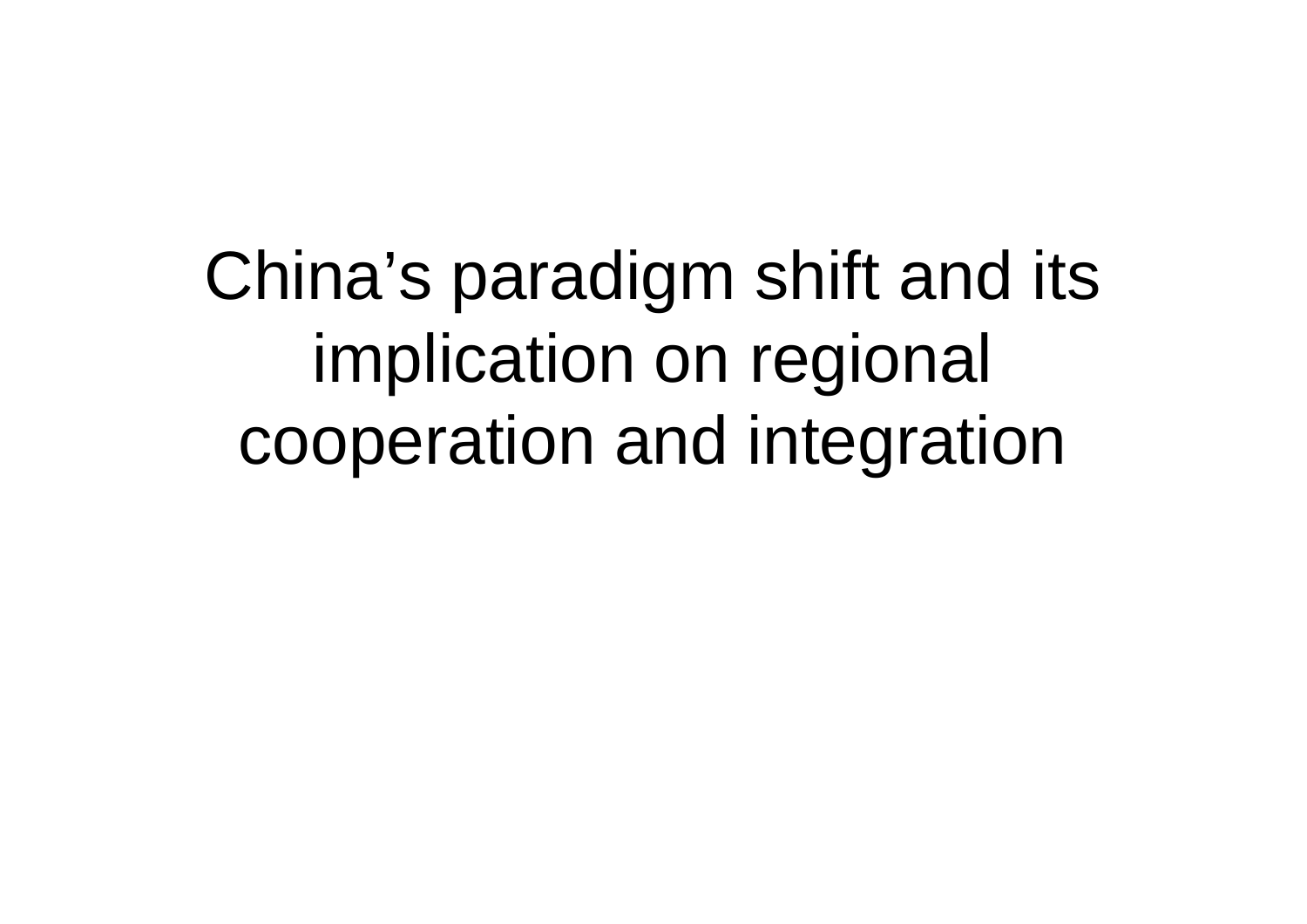# China's paradigm shift and its implication on regional cooperation and integration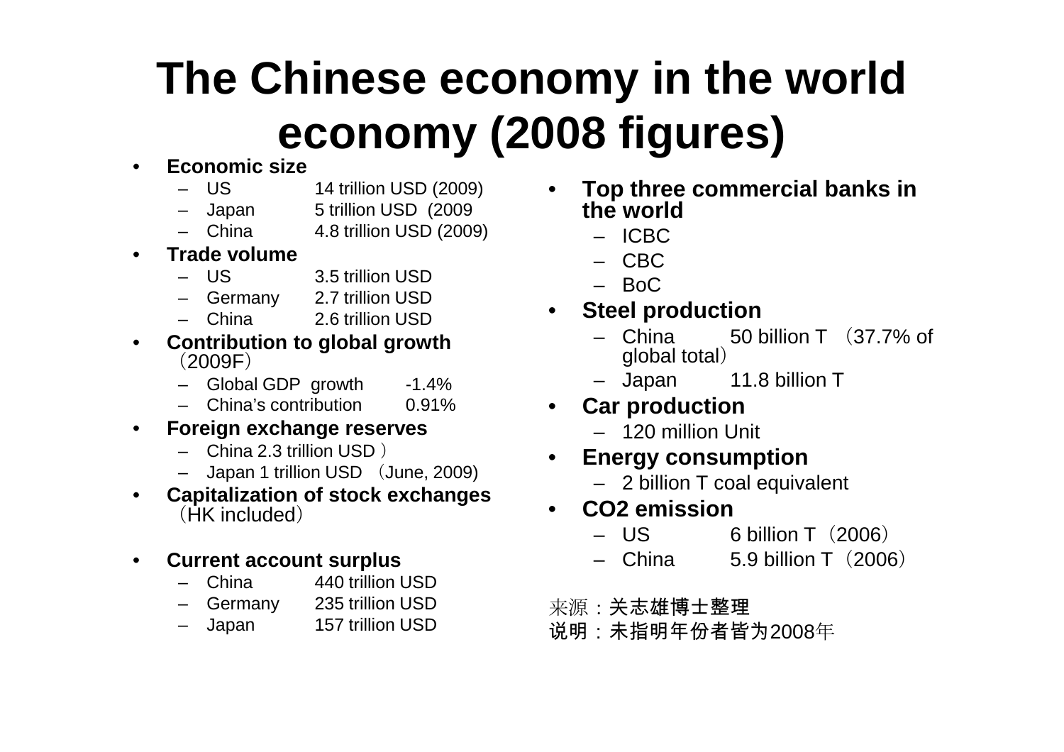# The Chinese economy in the world economy (2008 figures)

- **Economic size**
  - US 14 trillion USD (2009)
  - Japan 5 trillion USD (2009
  - China 4.8 trillion USD (2009)
- **Trade volume**
  - US 3.5 trillion USD
  - Germany 2.7 trillion USD
  - China 2.6 trillion USD
- **Contribution to global growth** （2009F）
  - Global GDP growth -1.4%
  - China's contribution 0.91%
- **Foreign exchange reserves**
  - China 2.3 trillion USD ）
  - Japan 1 trillion USD （June, 2009)
- **Capitalization of stock exchanges** （HK included）
- **Current account surplus**
  - China 440 trillion USD
  - Germany 235 trillion USD
  - Japan 157 trillion USD

- **Top three commercial banks in the world**
  - ICBC
  - CBC
  - BoC
- **Steel production**
  - China 50 billion T （37.7% of global total）
  - Japan 11.8 billion T
- **Car production**
  - 120 million Unit
- **Energy consumption**
  - 2 billion T coal equivalent
- **CO2 emission**
  - US 6 billion T（2006）
  - China 5.9 billion T（2006）

来源：关志雄博士整理
说明：未指明年份者皆为2008年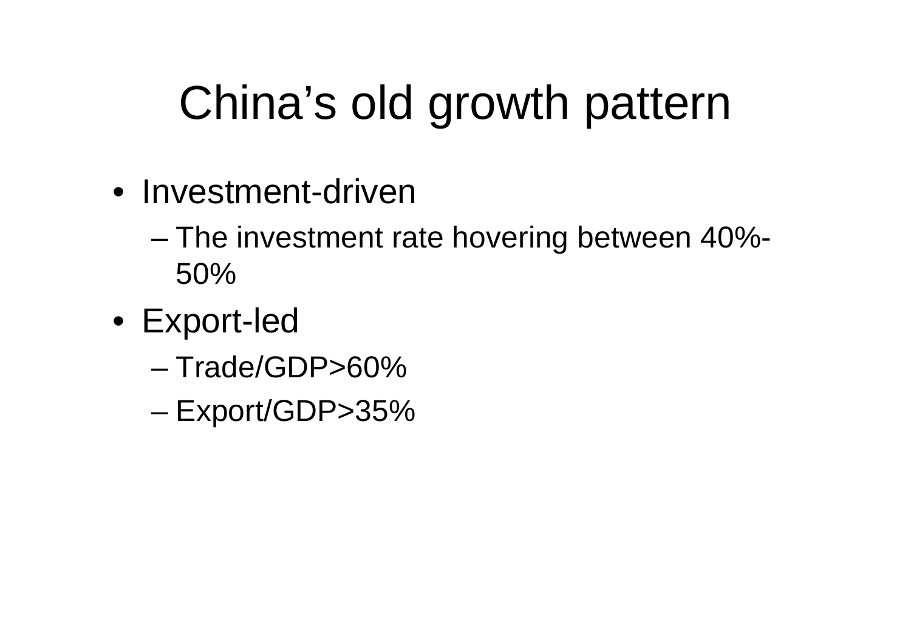# China’s old growth pattern

- Investment-driven
  - The investment rate hovering between 40%-50%
- Export-led
  - Trade/GDP>60%
  - Export/GDP>35%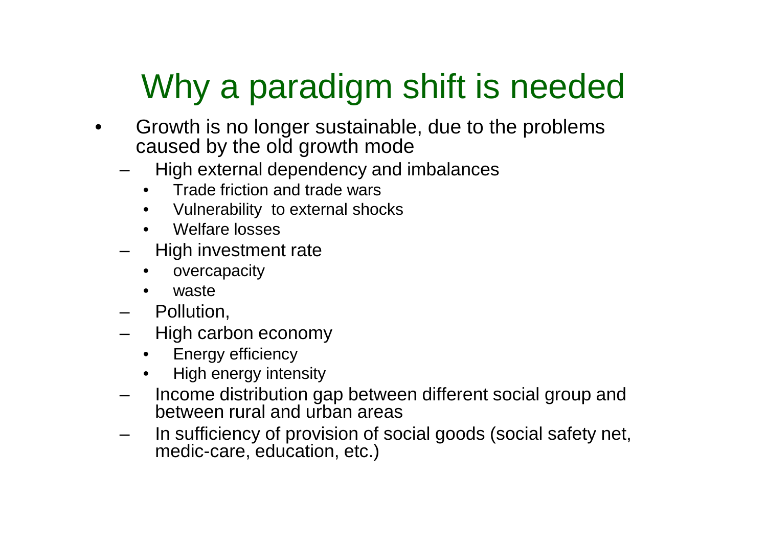# Why a paradigm shift is needed

- Growth is no longer sustainable, due to the problems caused by the old growth mode
  - High external dependency and imbalances
    - Trade friction and trade wars
    - Vulnerability to external shocks
    - Welfare losses
  - High investment rate
    - overcapacity
    - waste
  - Pollution,
  - High carbon economy
    - Energy efficiency
    - High energy intensity
  - Income distribution gap between different social group and between rural and urban areas
  - In sufficiency of provision of social goods (social safety net, medic-care, education, etc.)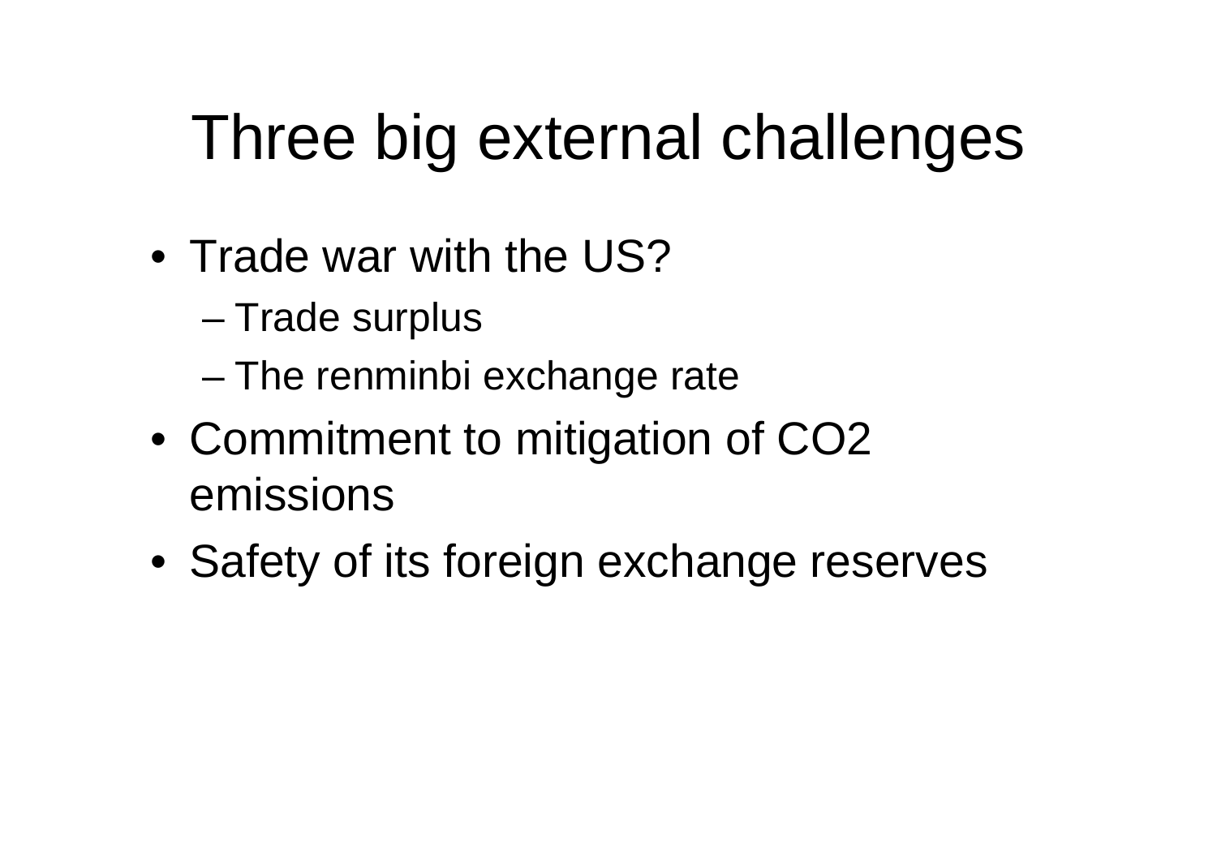# Three big external challenges

- Trade war with the US?
  - Trade surplus
  - The renminbi exchange rate
- Commitment to mitigation of $CO_2$ emissions
- Safety of its foreign exchange reserves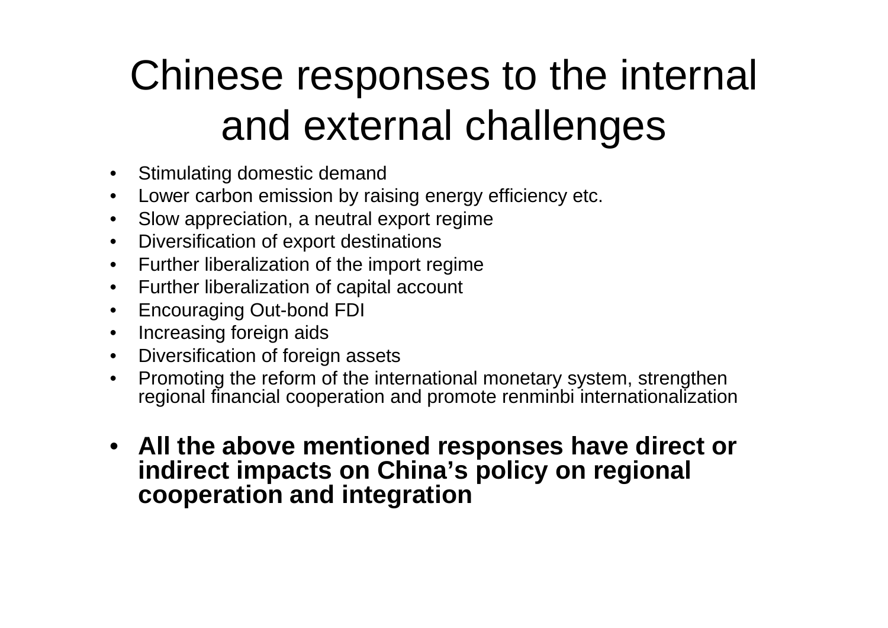# Chinese responses to the internal and external challenges

- Stimulating domestic demand
- Lower carbon emission by raising energy efficiency etc.
- Slow appreciation, a neutral export regime
- Diversification of export destinations
- Further liberalization of the import regime
- Further liberalization of capital account
- Encouraging Out-bond FDI
- Increasing foreign aids
- Diversification of foreign assets
- Promoting the reform of the international monetary system, strengthen regional financial cooperation and promote renminbi internationalization

- **All the above mentioned responses have direct or indirect impacts on China's policy on regional cooperation and integration**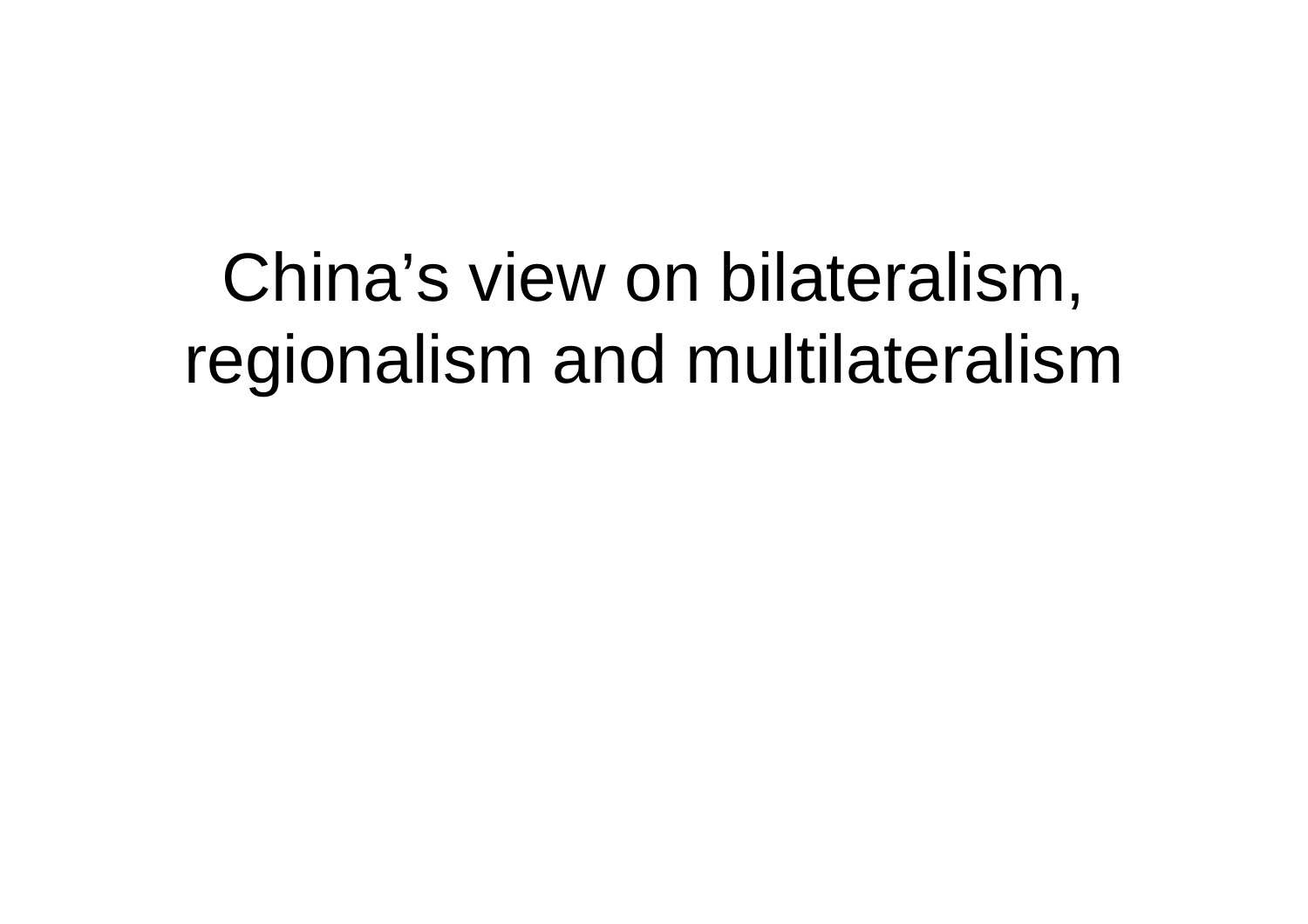# China’s view on bilateralism, regionalism and multilateralism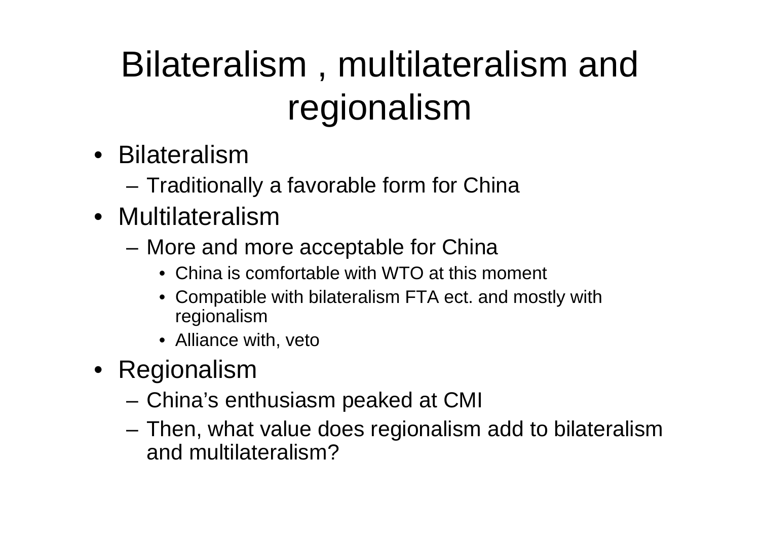# Bilateralism , multilateralism and regionalism

- Bilateralism
  - Traditionally a favorable form for China
- Multilateralism
  - More and more acceptable for China
    - China is comfortable with WTO at this moment
    - Compatible with bilateralism FTA ect. and mostly with regionalism
    - Alliance with, veto
- Regionalism
  - China's enthusiasm peaked at CMI
  - Then, what value does regionalism add to bilateralism and multilateralism?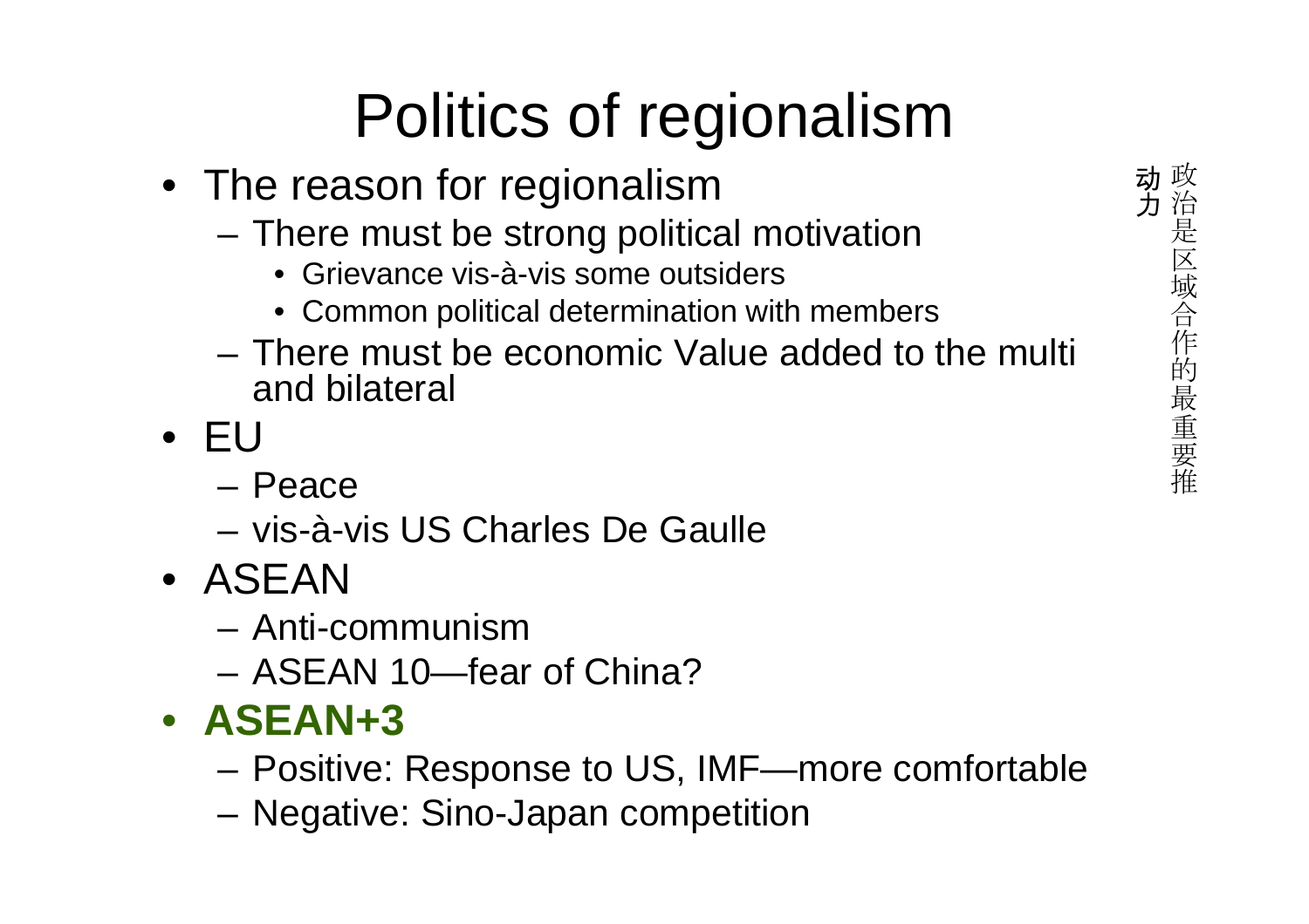# Politics of regionalism

- The reason for regionalism
  - There must be strong political motivation
    - Grievance vis-à-vis some outsiders
    - Common political determination with members
  - There must be economic Value added to the multi and bilateral
- EU
  - Peace
  - vis-à-vis US Charles De Gaulle
- ASEAN
  - Anti-communism
  - ASEAN 10—fear of China?
- **ASEAN+3**
  - Positive: Response to US, IMF—more comfortable
  - Negative: Sino-Japan competition

政治是区域合作的最重要推动力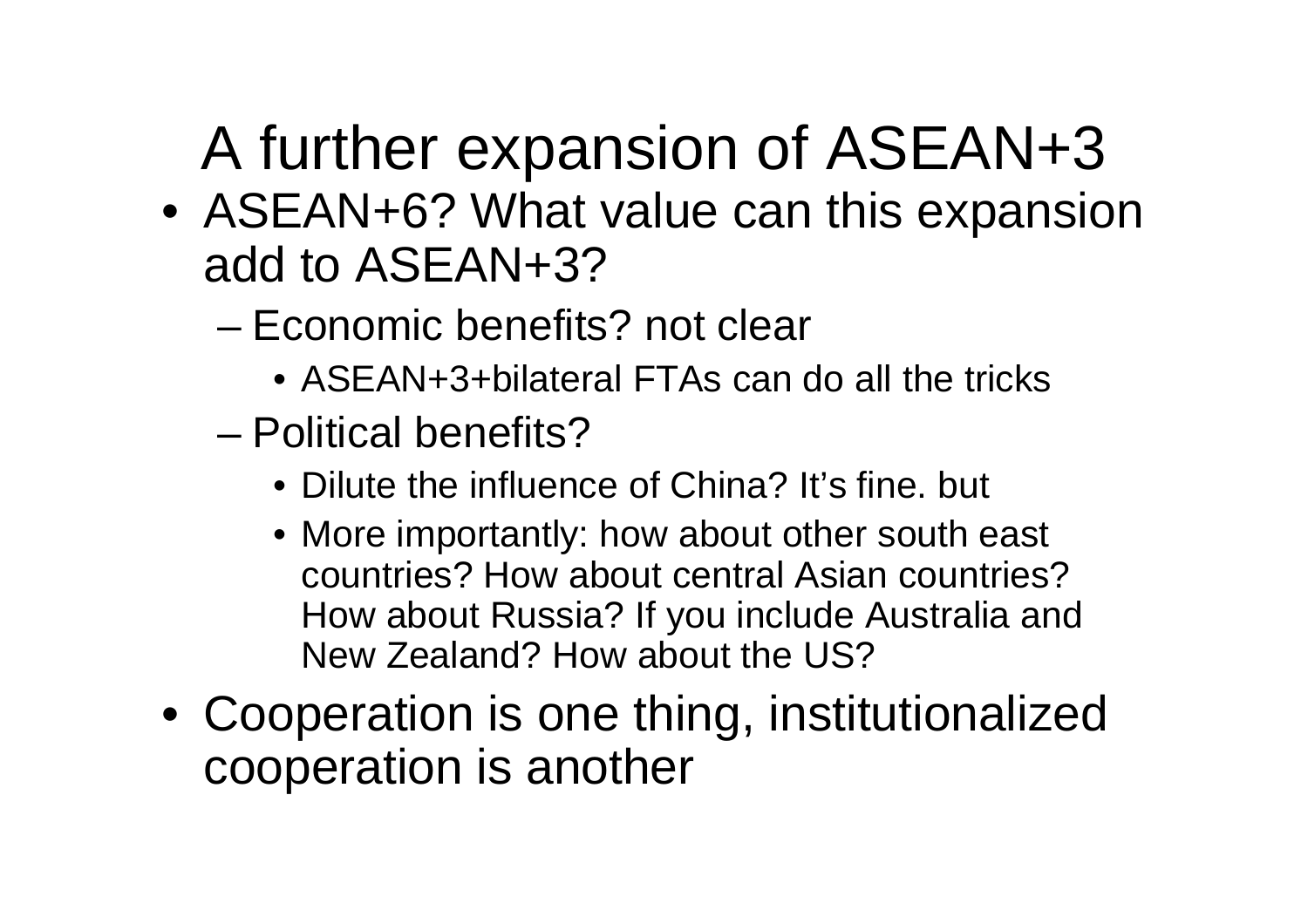# A further expansion of ASEAN+3

- ASEAN+6? What value can this expansion add to ASEAN+3?
  - Economic benefits? not clear
    - ASEAN+3+bilateral FTAs can do all the tricks
  - Political benefits?
    - Dilute the influence of China? It's fine. but
    - More importantly: how about other south east countries? How about central Asian countries? How about Russia? If you include Australia and New Zealand? How about the US?
- Cooperation is one thing, institutionalized cooperation is another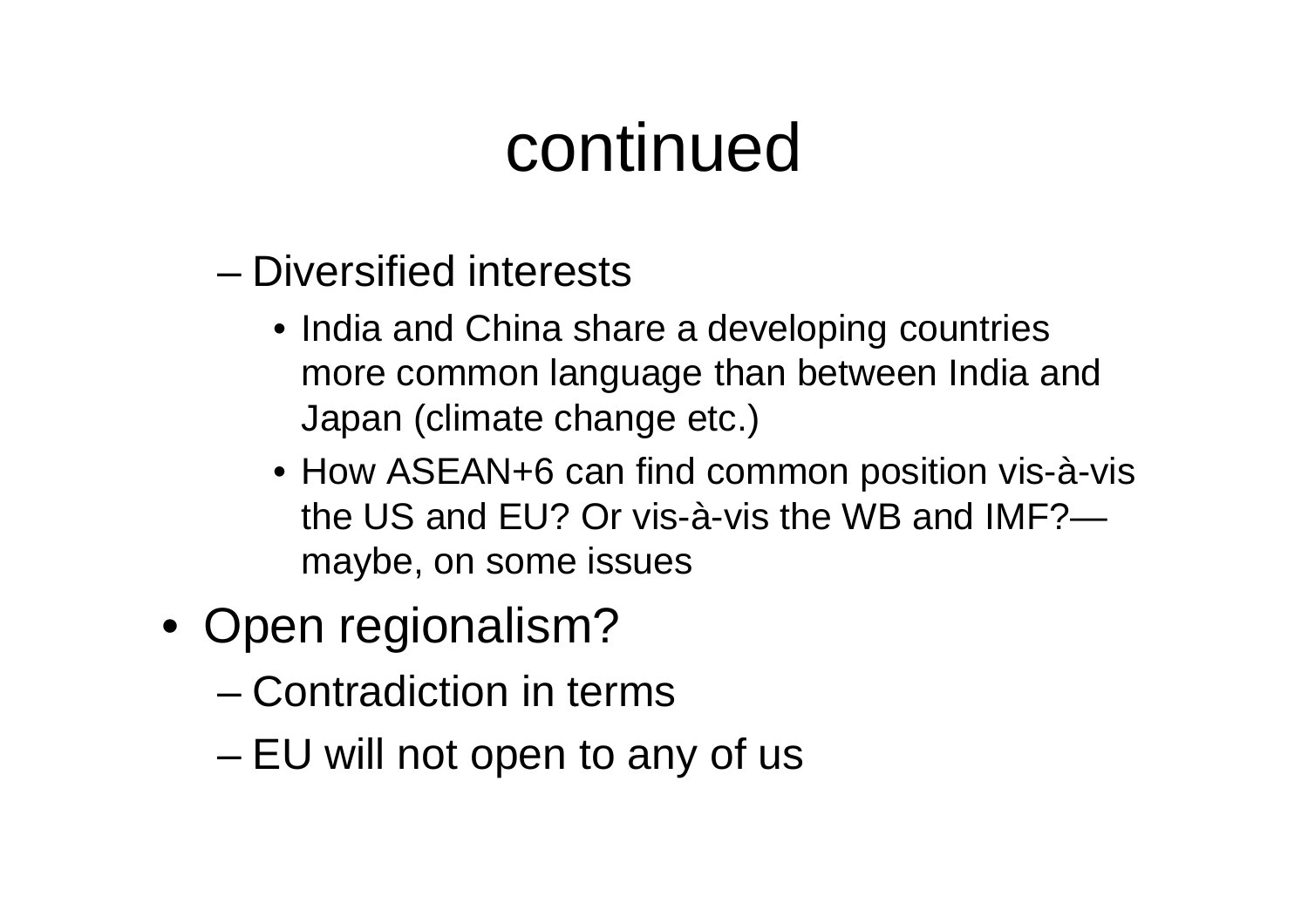# continued

- Diversified interests
  - India and China share a developing countries more common language than between India and Japan (climate change etc.)
  - How ASEAN+6 can find common position vis-à-vis the US and EU? Or vis-à-vis the WB and IMF?—maybe, on some issues
- Open regionalism?
  - Contradiction in terms
  - EU will not open to any of us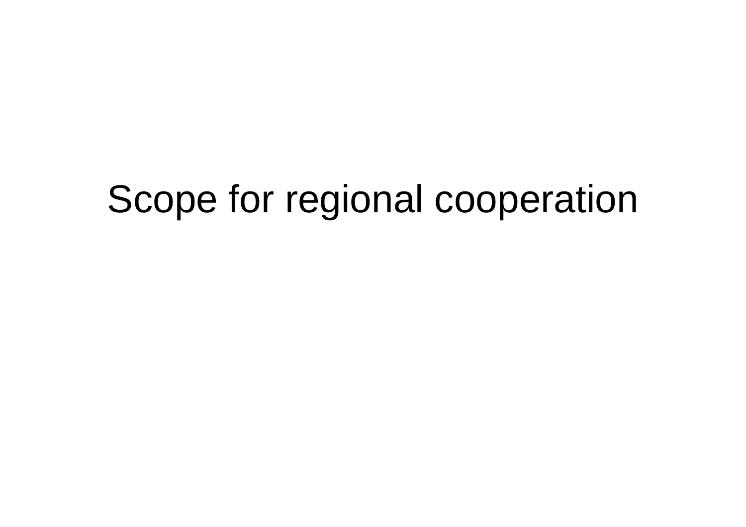# Scope for regional cooperation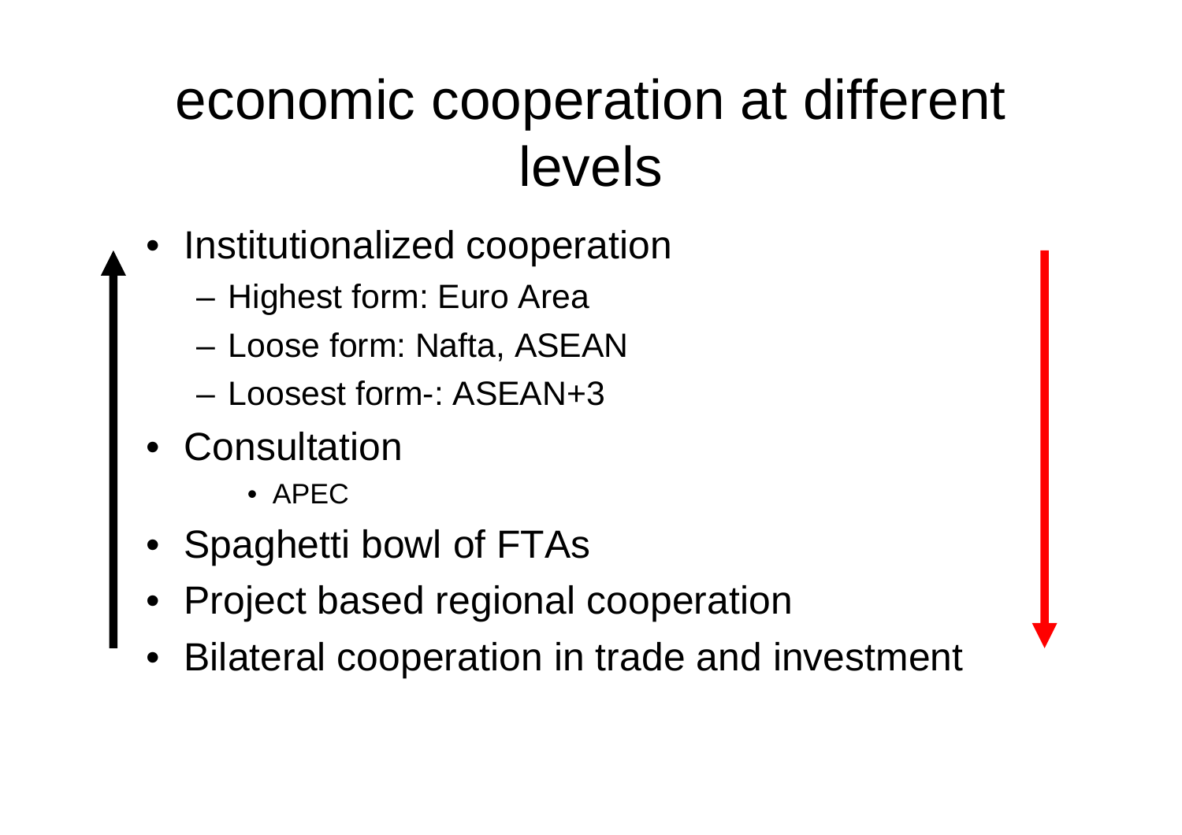# economic cooperation at different levels

- Institutionalized cooperation
  - Highest form: Euro Area
  - Loose form: Nafta, ASEAN
  - Loosest form-: ASEAN+3
- Consultation
  - APEC
- Spaghetti bowl of FTAs
- Project based regional cooperation
- Bilateral cooperation in trade and investment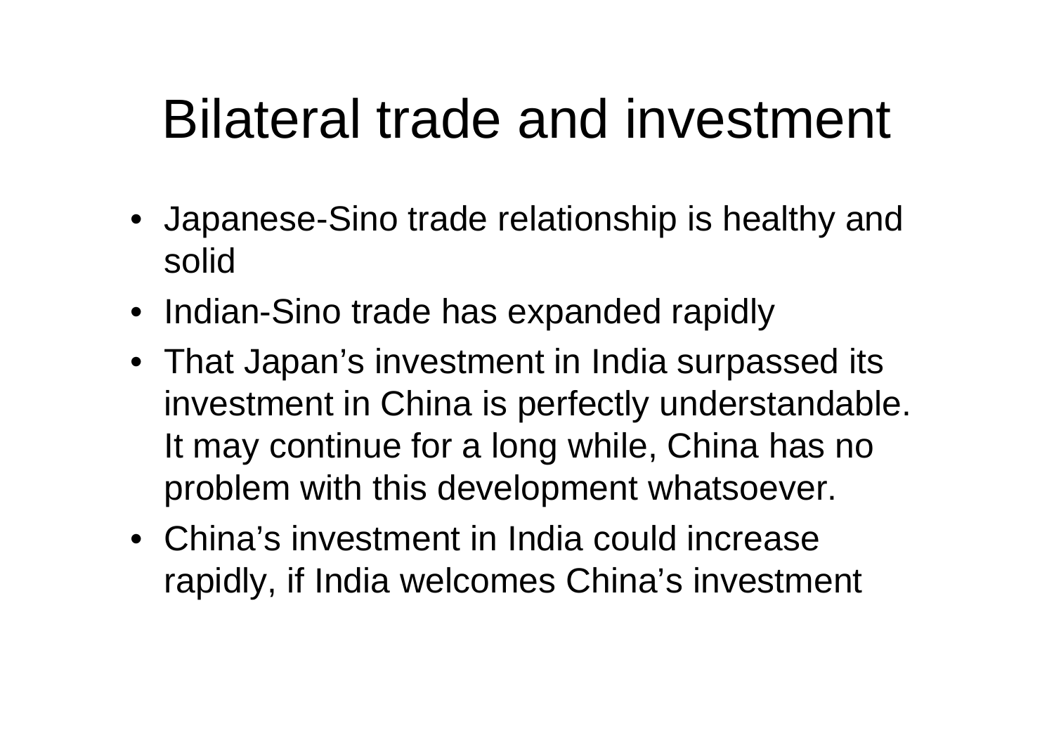# Bilateral trade and investment

- Japanese-Sino trade relationship is healthy and solid
- Indian-Sino trade has expanded rapidly
- That Japan's investment in India surpassed its investment in China is perfectly understandable. It may continue for a long while, China has no problem with this development whatsoever.
- China's investment in India could increase rapidly, if India welcomes China's investment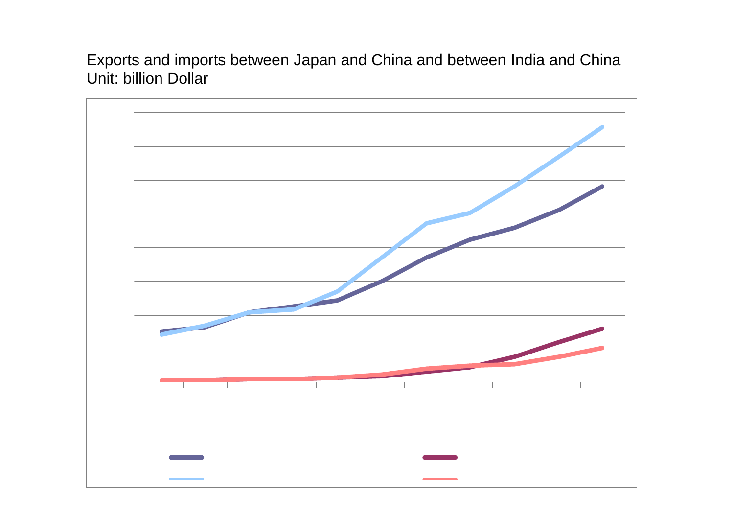Exports and imports between Japan and China and between India and China
Unit: billion Dollar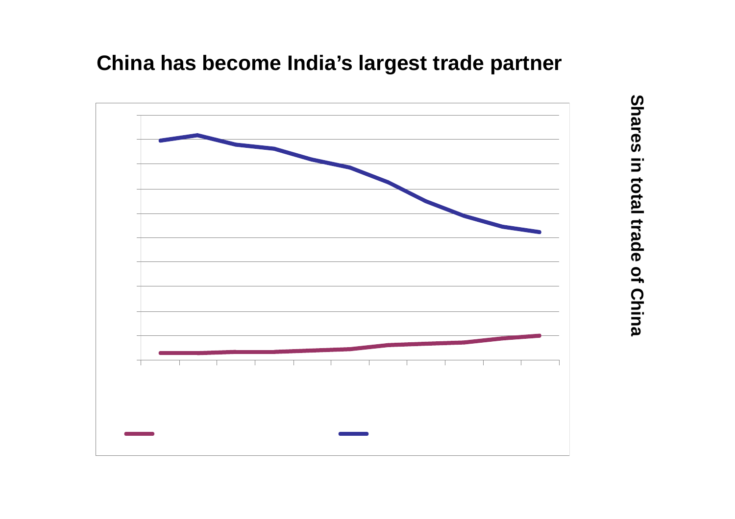# China has become India's largest trade partner

Shares in total trade of China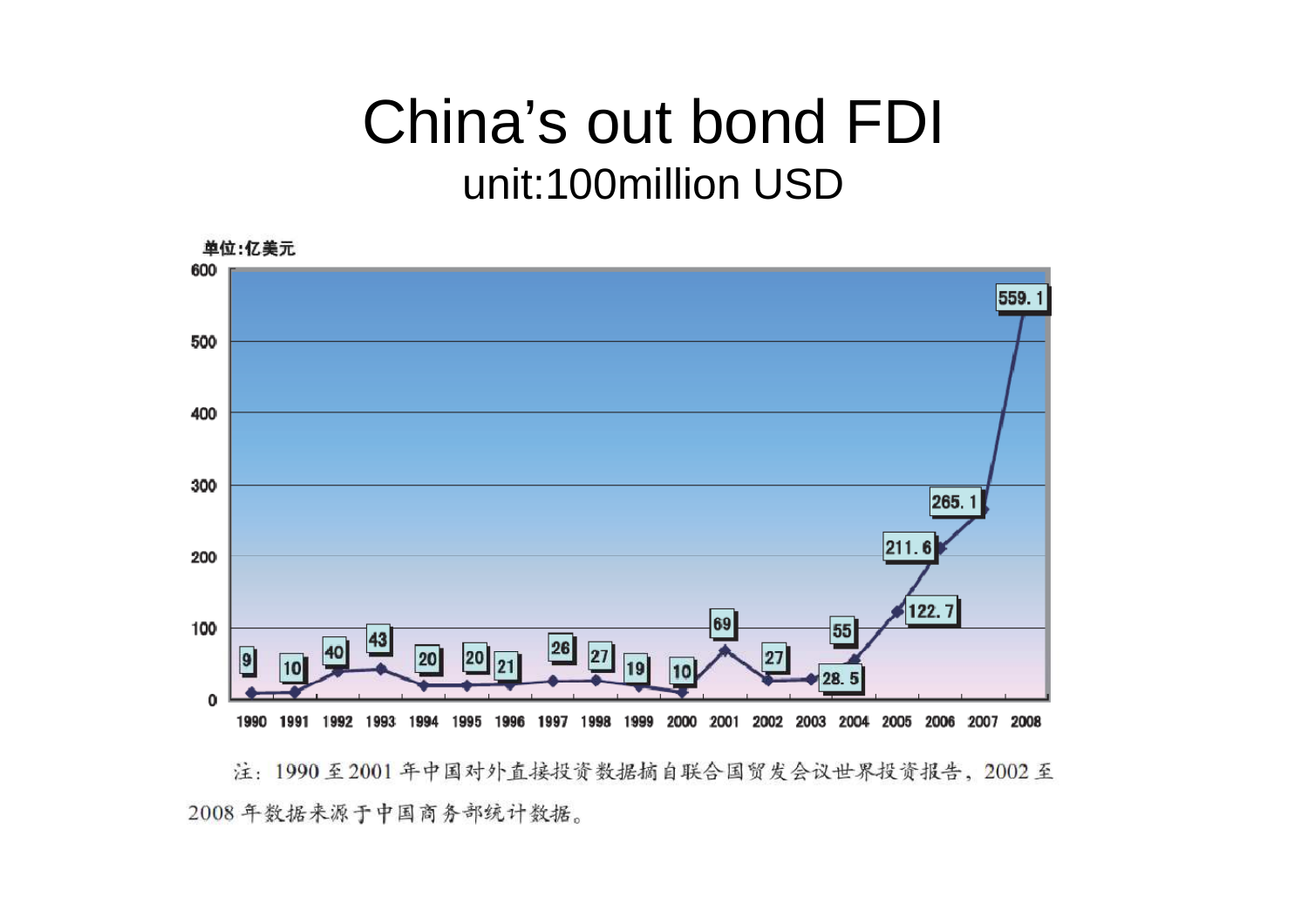# China's out bond FDI

unit:100million USD

单位:亿美元

| Year | Value |
|---|---|
| 1990 | 9 |
| 1991 | 10 |
| 1992 | 40 |
| 1993 | 43 |
| 1994 | 20 |
| 1995 | 20 |
| 1996 | 21 |
| 1997 | 26 |
| 1998 | 27 |
| 1999 | 19 |
| 2000 | 10 |
| 2001 | 69 |
| 2002 | 27 |
| 2003 | 28. 5 |
| 2004 | 55 |
| 2005 | 122. 7 |
| 2006 | 211. 6 |
| 2007 | 265. 1 |
| 2008 | 559. 1 |

注：1990 至 2001 年中国对外直接投资数据摘自联合国贸发会议世界投资报告，2002 至 2008 年数据来源于中国商务部统计数据。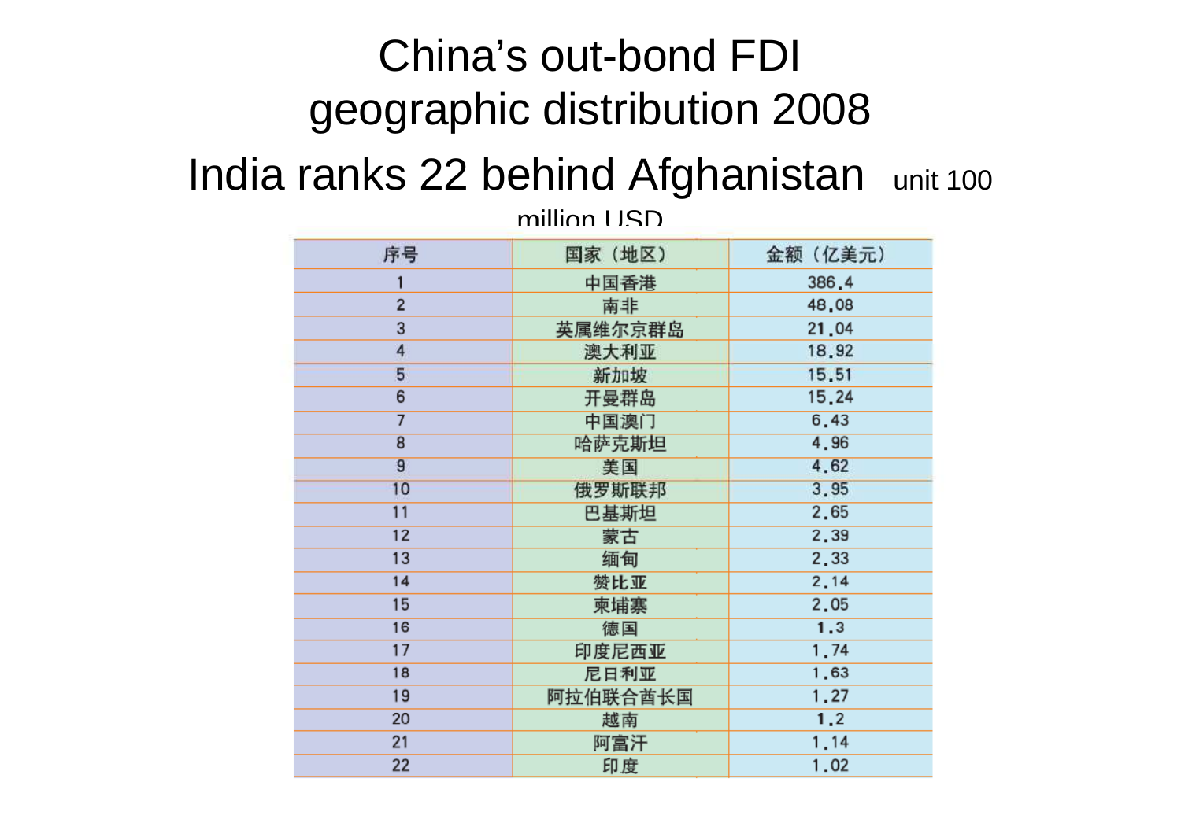# China's out-bond FDI geographic distribution 2008

## India ranks 22 behind Afghanistan unit 100 million USD

| 序号 | 国家（地区） | 金额（亿美元） |
|---|---|---|
| 1 | 中国香港 | 386.4 |
| 2 | 南非 | 48.08 |
| 3 | 英属维尔京群岛 | 21.04 |
| 4 | 澳大利亚 | 18.92 |
| 5 | 新加坡 | 15.51 |
| 6 | 开曼群岛 | 15.24 |
| 7 | 中国澳门 | 6.43 |
| 8 | 哈萨克斯坦 | 4.96 |
| 9 | 美国 | 4.62 |
| 10 | 俄罗斯联邦 | 3.95 |
| 11 | 巴基斯坦 | 2.65 |
| 12 | 蒙古 | 2.39 |
| 13 | 缅甸 | 2.33 |
| 14 | 赞比亚 | 2.14 |
| 15 | 柬埔寨 | 2.05 |
| 16 | 德国 | 1.3 |
| 17 | 印度尼西亚 | 1.74 |
| 18 | 尼日利亚 | 1.63 |
| 19 | 阿拉伯联合酋长国 | 1.27 |
| 20 | 越南 | 1.2 |
| 21 | 阿富汗 | 1.14 |
| 22 | 印度 | 1.02 |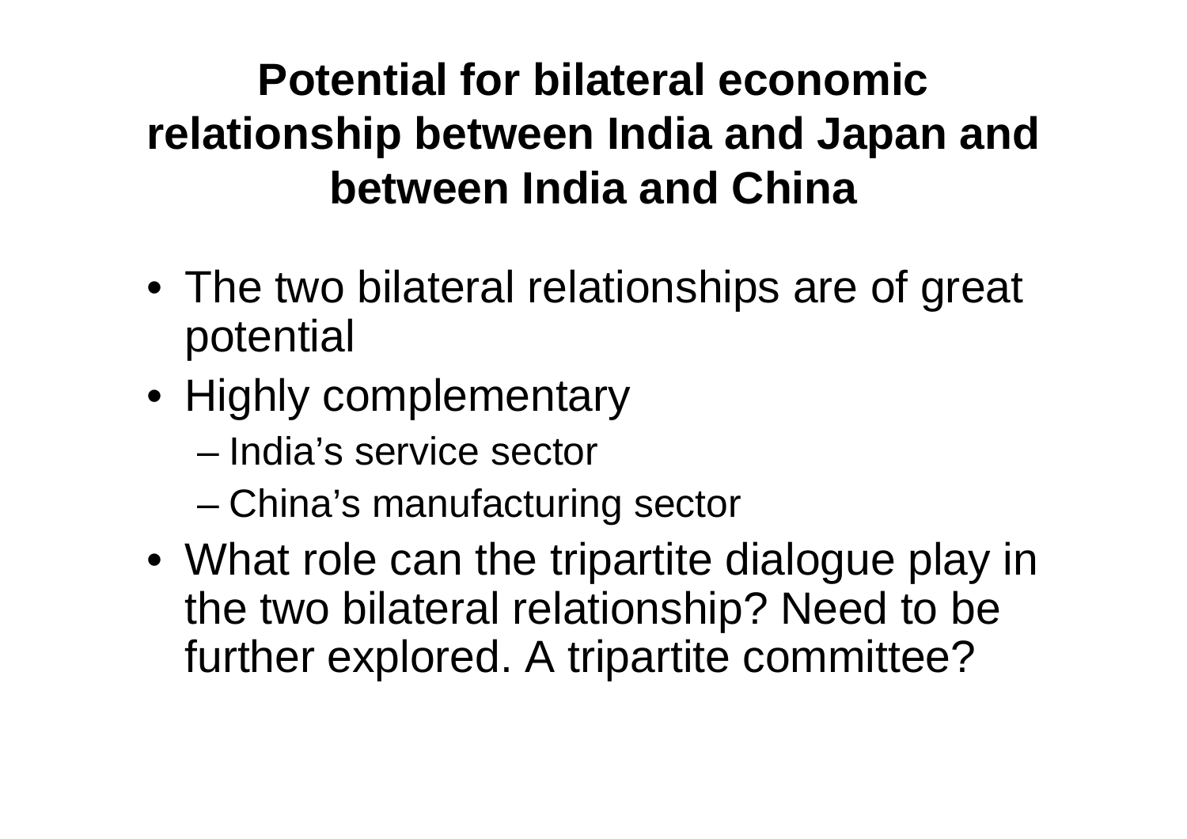# Potential for bilateral economic relationship between India and Japan and between India and China

- The two bilateral relationships are of great potential
- Highly complementary
  - India’s service sector
  - China’s manufacturing sector
- What role can the tripartite dialogue play in the two bilateral relationship? Need to be further explored. A tripartite committee?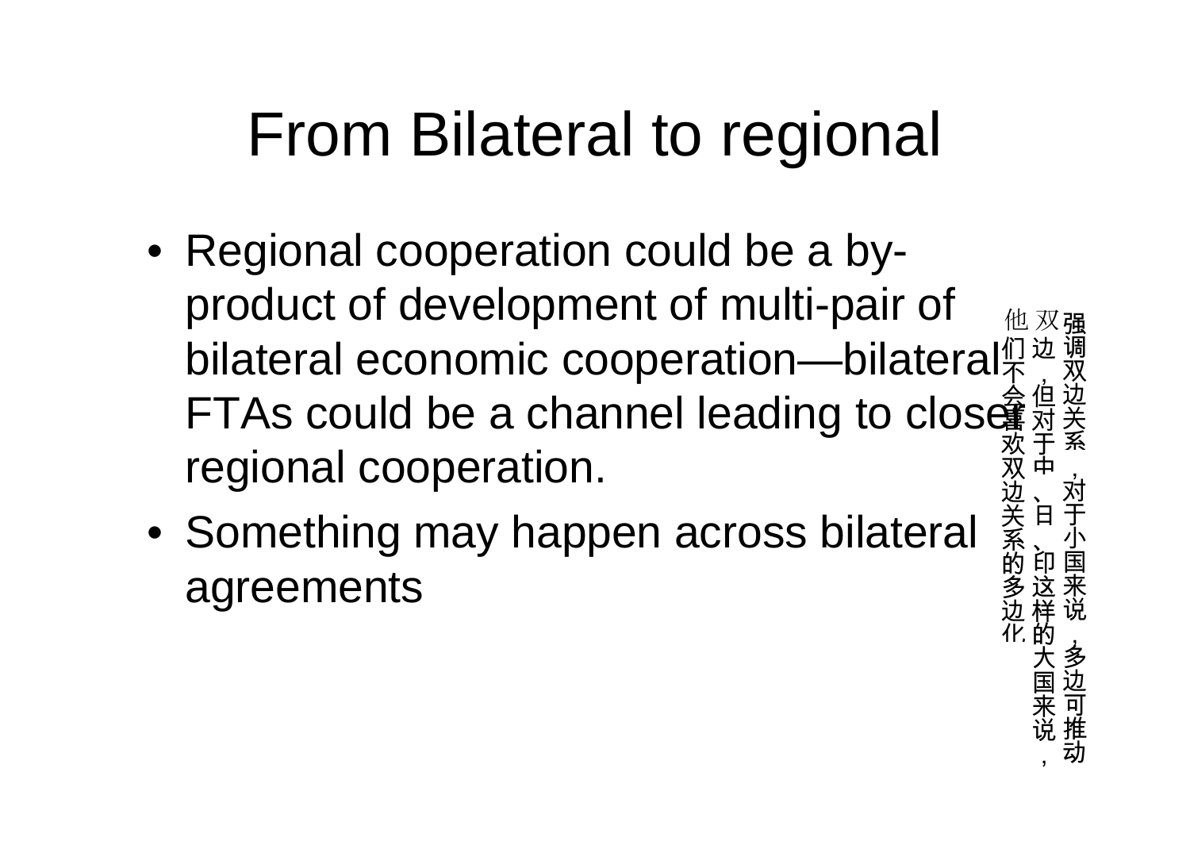# From Bilateral to regional

- Regional cooperation could be a by-product of development of multi-pair of bilateral economic cooperation—bilateral FTAs could be a channel leading to closer regional cooperation.
- Something may happen across bilateral agreements

强调双边关系，对于小国来说，多边可推动双边，但对于中、日、印这样的大国来说，他们不会喜欢双边关系的多边化.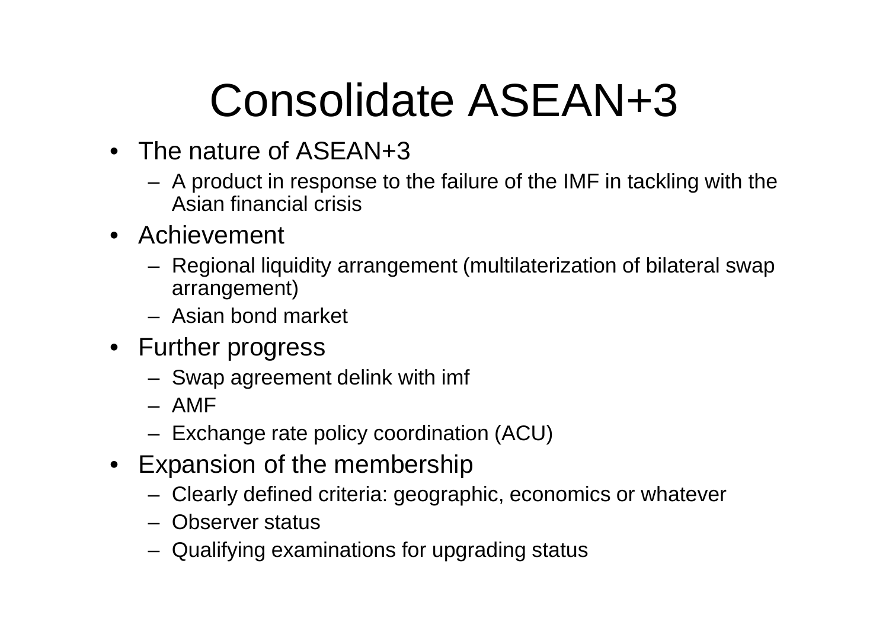# Consolidate ASEAN+3

- The nature of ASEAN+3
  - A product in response to the failure of the IMF in tackling with the Asian financial crisis
- Achievement
  - Regional liquidity arrangement (multilaterization of bilateral swap arrangement)
  - Asian bond market
- Further progress
  - Swap agreement delink with imf
  - AMF
  - Exchange rate policy coordination (ACU)
- Expansion of the membership
  - Clearly defined criteria: geographic, economics or whatever
  - Observer status
  - Qualifying examinations for upgrading status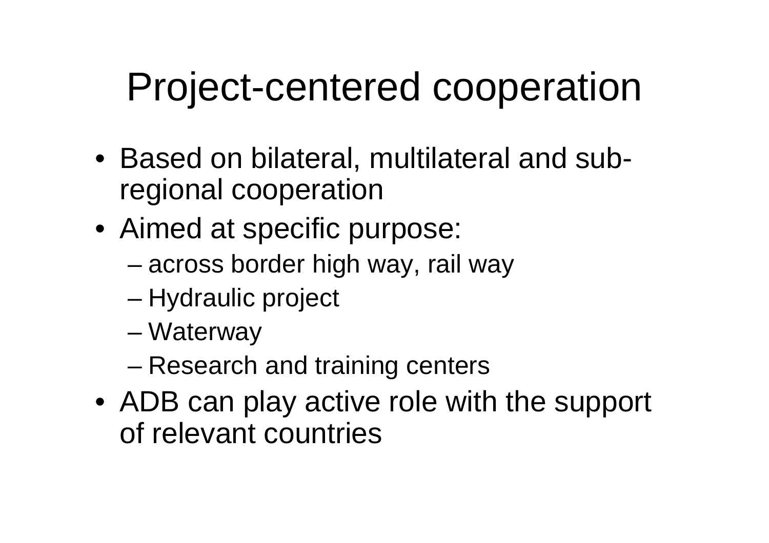# Project-centered cooperation

- Based on bilateral, multilateral and sub-regional cooperation
- Aimed at specific purpose:
  - across border high way, rail way
  - Hydraulic project
  - Waterway
  - Research and training centers
- ADB can play active role with the support of relevant countries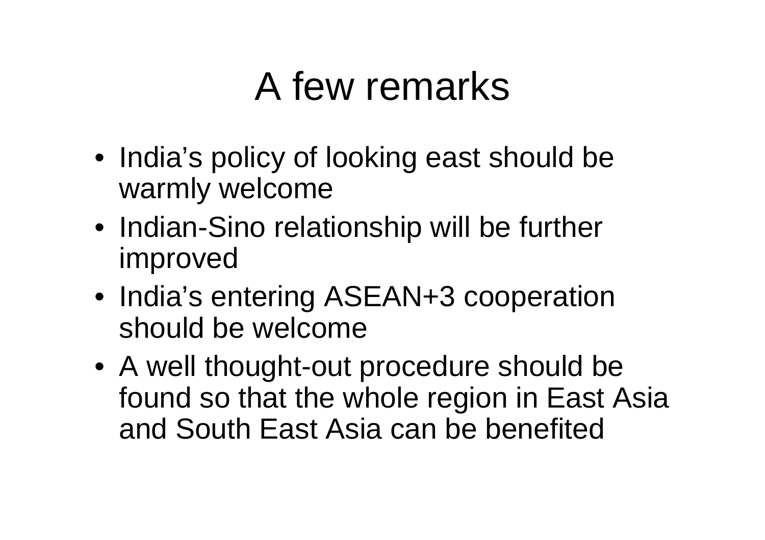# A few remarks

- India's policy of looking east should be warmly welcome
- Indian-Sino relationship will be further improved
- India's entering ASEAN+3 cooperation should be welcome
- A well thought-out procedure should be found so that the whole region in East Asia and South East Asia can be benefited